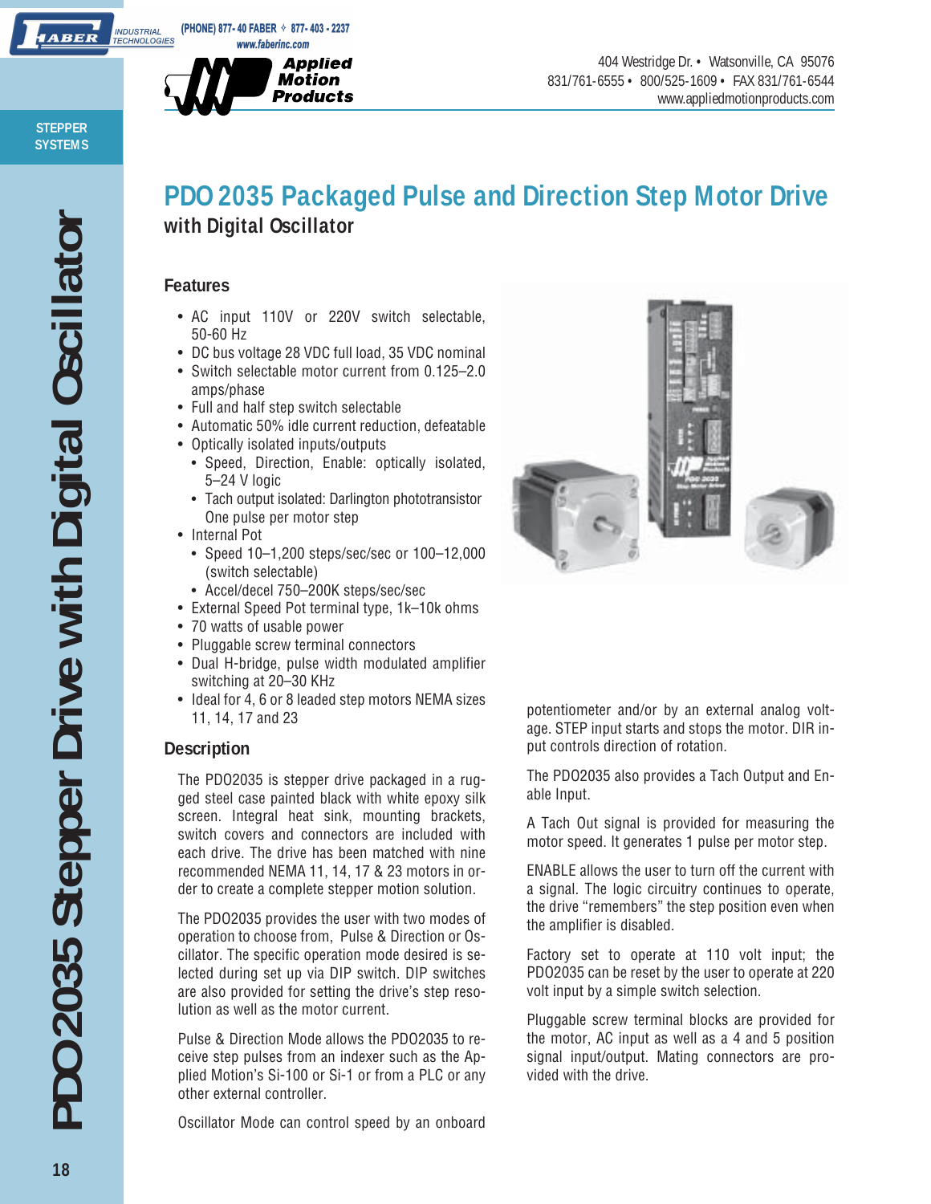# PDO 2035 Packaged Pulse and Direction Step Motor Drive

## with Digital Oscillator

### Features

- AC input 110V or 220V switch selectable, 50-60 Hz
- DC bus voltage 28 VDC full load, 35 VDC nominal
- Switch selectable motor current from 0.125–2.0 amps/phase
- Full and half step switch selectable
- Automatic 50% idle current reduction, defeatable
- Optically isolated inputs/outputs
  - Speed, Direction, Enable: optically isolated, 5–24 V logic
  - Tach output isolated: Darlington phototransistor One pulse per motor step
- Internal Pot
  - Speed 10–1,200 steps/sec/sec or 100–12,000 (switch selectable)
  - Accel/decel 750–200K steps/sec/sec
- External Speed Pot terminal type, 1k–10k ohms
- 70 watts of usable power
- Pluggable screw terminal connectors
- Dual H-bridge, pulse width modulated amplifier switching at 20–30 KHz
- Ideal for 4, 6 or 8 leaded step motors NEMA sizes 11, 14, 17 and 23

### Description

The PDO2035 is stepper drive packaged in a rugged steel case painted black with white epoxy silk screen. Integral heat sink, mounting brackets, switch covers and connectors are included with each drive. The drive has been matched with nine recommended NEMA 11, 14, 17 & 23 motors in order to create a complete stepper motion solution.

The PDO2035 provides the user with two modes of operation to choose from, Pulse & Direction or Oscillator. The specific operation mode desired is selected during set up via DIP switch. DIP switches are also provided for setting the drive's step resolution as well as the motor current.

Pulse & Direction Mode allows the PDO2035 to receive step pulses from an indexer such as the Applied Motion's Si-100 or Si-1 or from a PLC or any other external controller.

Oscillator Mode can control speed by an onboard potentiometer and/or by an external analog voltage. STEP input starts and stops the motor. DIR input controls direction of rotation.

The PDO2035 also provides a Tach Output and Enable Input.

A Tach Out signal is provided for measuring the motor speed. It generates 1 pulse per motor step.

ENABLE allows the user to turn off the current with a signal. The logic circuitry continues to operate, the drive "remembers" the step position even when the amplifier is disabled.

Factory set to operate at 110 volt input; the PDO2035 can be reset by the user to operate at 220 volt input by a simple switch selection.

Pluggable screw terminal blocks are provided for the motor, AC input as well as a 4 and 5 position signal input/output. Mating connectors are provided with the drive.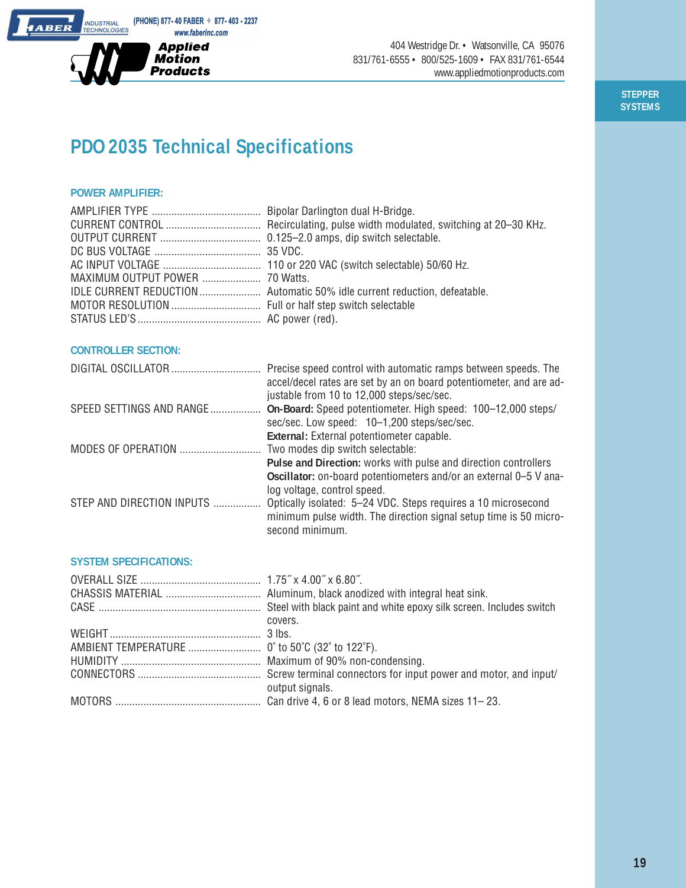404 Westridge Dr. • Watsonville, CA 95076
831/761-6555 • 800/525-1609 • FAX 831/761-6544
www.appliedmotionproducts.com

STEPPER SYSTEMS

# PDO 2035 Technical Specifications

## POWER AMPLIFIER:

| | |
|---|---|
| AMPLIFIER TYPE | Bipolar Darlington dual H-Bridge. |
| CURRENT CONTROL | Recirculating, pulse width modulated, switching at 20–30 KHz. |
| OUTPUT CURRENT | 0.125–2.0 amps, dip switch selectable. |
| DC BUS VOLTAGE | 35 VDC. |
| AC INPUT VOLTAGE | 110 or 220 VAC (switch selectable) 50/60 Hz. |
| MAXIMUM OUTPUT POWER | 70 Watts. |
| IDLE CURRENT REDUCTION | Automatic 50% idle current reduction, defeatable. |
| MOTOR RESOLUTION | Full or half step switch selectable |
| STATUS LED'S | AC power (red). |

## CONTROLLER SECTION:

| | |
|---|---|
| DIGITAL OSCILLATOR | Precise speed control with automatic ramps between speeds. The accel/decel rates are set by an on board potentiometer, and are adjustable from 10 to 12,000 steps/sec/sec. |
| SPEED SETTINGS AND RANGE | **On-Board:** Speed potentiometer. High speed: 100–12,000 steps/sec/sec. Low speed: 10–1,200 steps/sec/sec. **External:** External potentiometer capable. |
| MODES OF OPERATION | Two modes dip switch selectable: **Pulse and Direction:** works with pulse and direction controllers **Oscillator:** on-board potentiometers and/or an external 0–5 V analog voltage, control speed. |
| STEP AND DIRECTION INPUTS | Optically isolated: 5–24 VDC. Steps requires a 10 microsecond minimum pulse width. The direction signal setup time is 50 microsecond minimum. |

## SYSTEM SPECIFICATIONS:

| | |
|---|---|
| OVERALL SIZE | 1.75˝ x 4.00˝ x 6.80˝. |
| CHASSIS MATERIAL | Aluminum, black anodized with integral heat sink. |
| CASE | Steel with black paint and white epoxy silk screen. Includes switch covers. |
| WEIGHT | 3 lbs. |
| AMBIENT TEMPERATURE | 0˚ to 50˚C (32˚ to 122˚F). |
| HUMIDITY | Maximum of 90% non-condensing. |
| CONNECTORS | Screw terminal connectors for input power and motor, and input/output signals. |
| MOTORS | Can drive 4, 6 or 8 lead motors, NEMA sizes 11– 23. |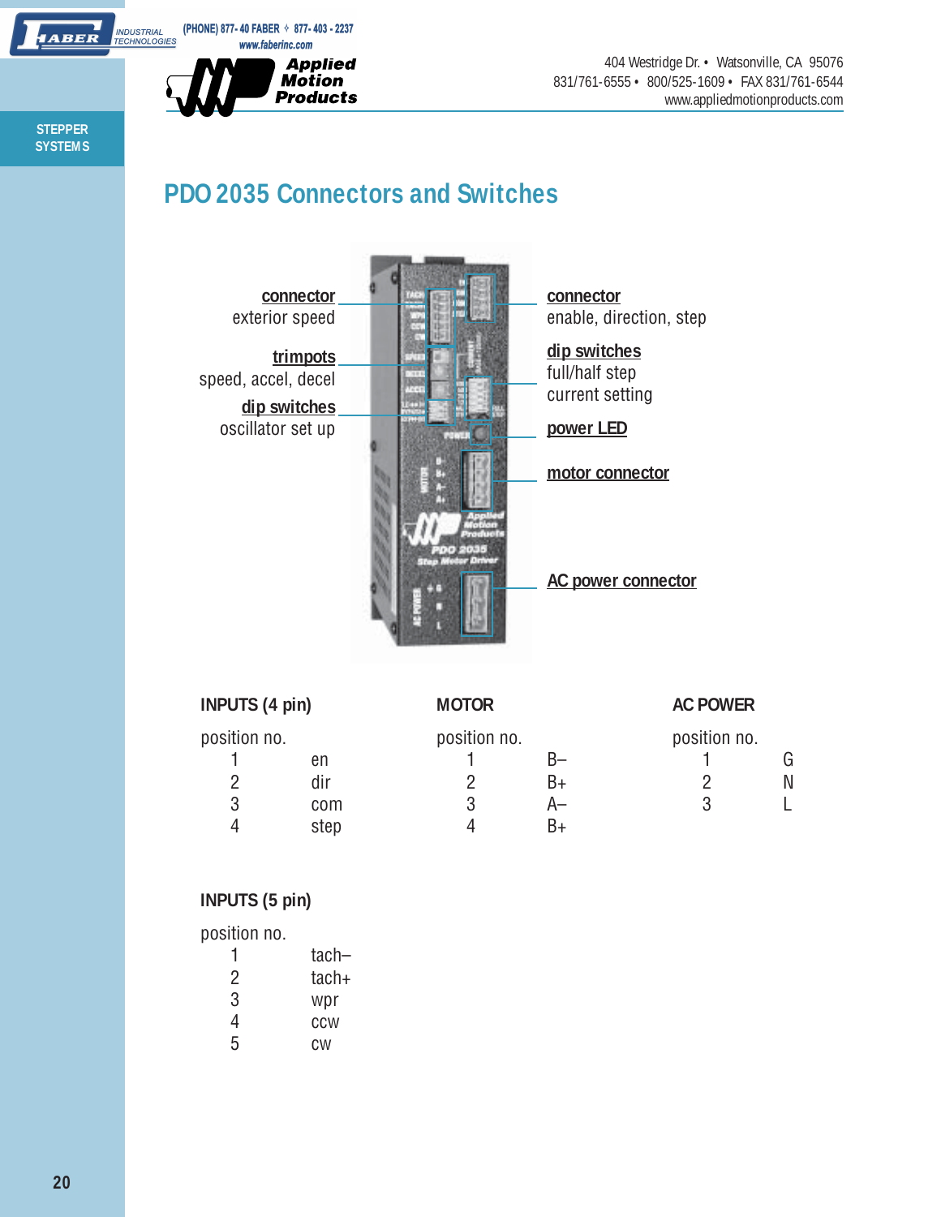FABER INDUSTRIAL TECHNOLOGIES (PHONE) 877-40 FABER ✧ 877-403-2237 www.faberinc.com

Applied Motion Products

404 Westridge Dr. • Watsonville, CA 95076
831/761-6555 • 800/525-1609 • FAX 831/761-6544
www.appliedmotionproducts.com

STEPPER SYSTEMS

# PDO 2035 Connectors and Switches

**connector**
exterior speed

**trimpots**
speed, accel, decel

**dip switches**
oscillator set up

**connector**
enable, direction, step

**dip switches**
full/half step
current setting

**power LED**

**motor connector**

**AC power connector**

### INPUTS (4 pin)

| position no. | |
|---|---|
| 1 | en |
| 2 | dir |
| 3 | com |
| 4 | step |

### MOTOR

| position no. | |
|---|---|
| 1 | B– |
| 2 | B+ |
| 3 | A– |
| 4 | B+ |

### AC POWER

| position no. | |
|---|---|
| 1 | G |
| 2 | N |
| 3 | L |

### INPUTS (5 pin)

| position no. | |
|---|---|
| 1 | tach– |
| 2 | tach+ |
| 3 | wpr |
| 4 | ccw |
| 5 | cw |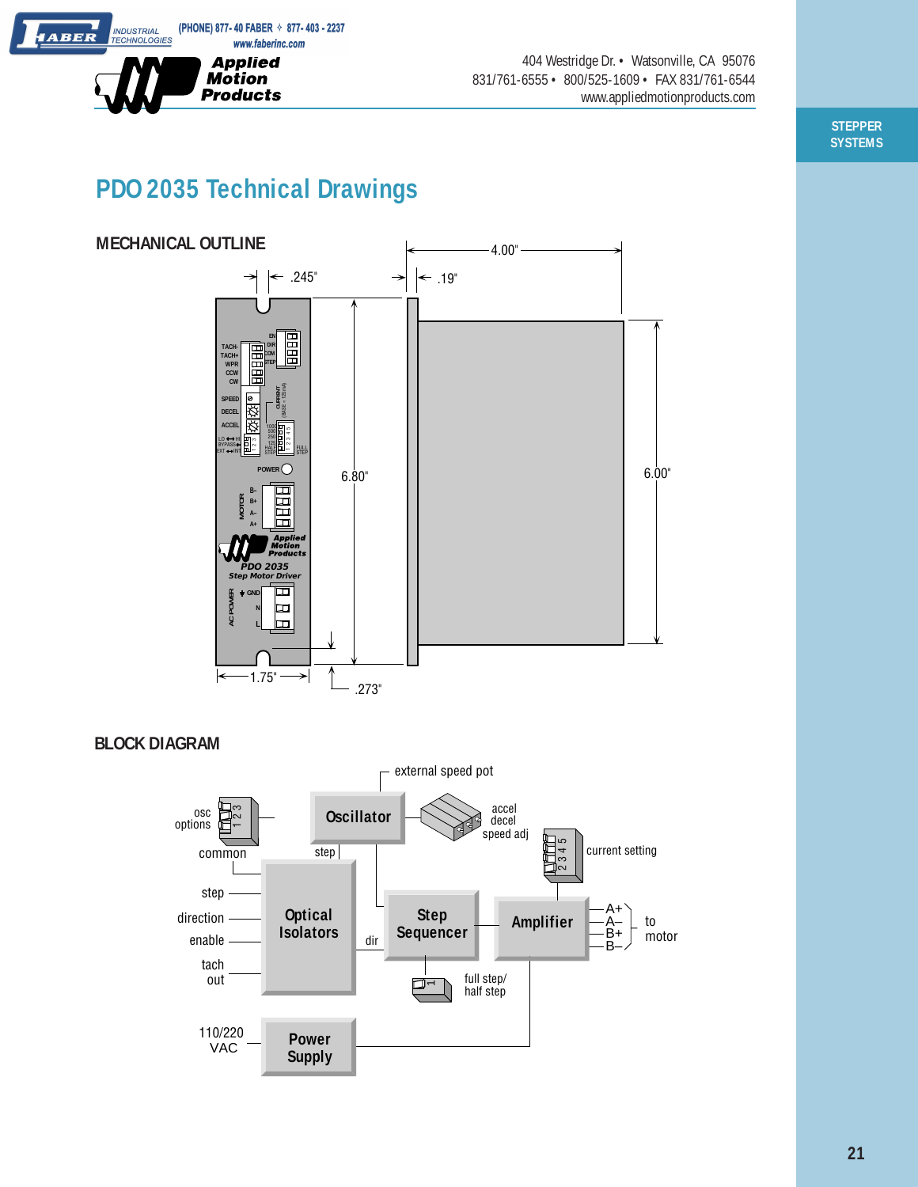# PDO 2035 Technical Drawings

## MECHANICAL OUTLINE

.245" | 4.00" | .19" | 6.80" | 6.00" | 1.75" | .273"

## BLOCK DIAGRAM

external speed pot

osc options

Oscillator

accel decel speed adj

current setting

common

step

step

direction

enable

tach out

Optical Isolators

dir

Step Sequencer

Amplifier

A+ A– B+ B–

to motor

full step/ half step

110/220 VAC

Power Supply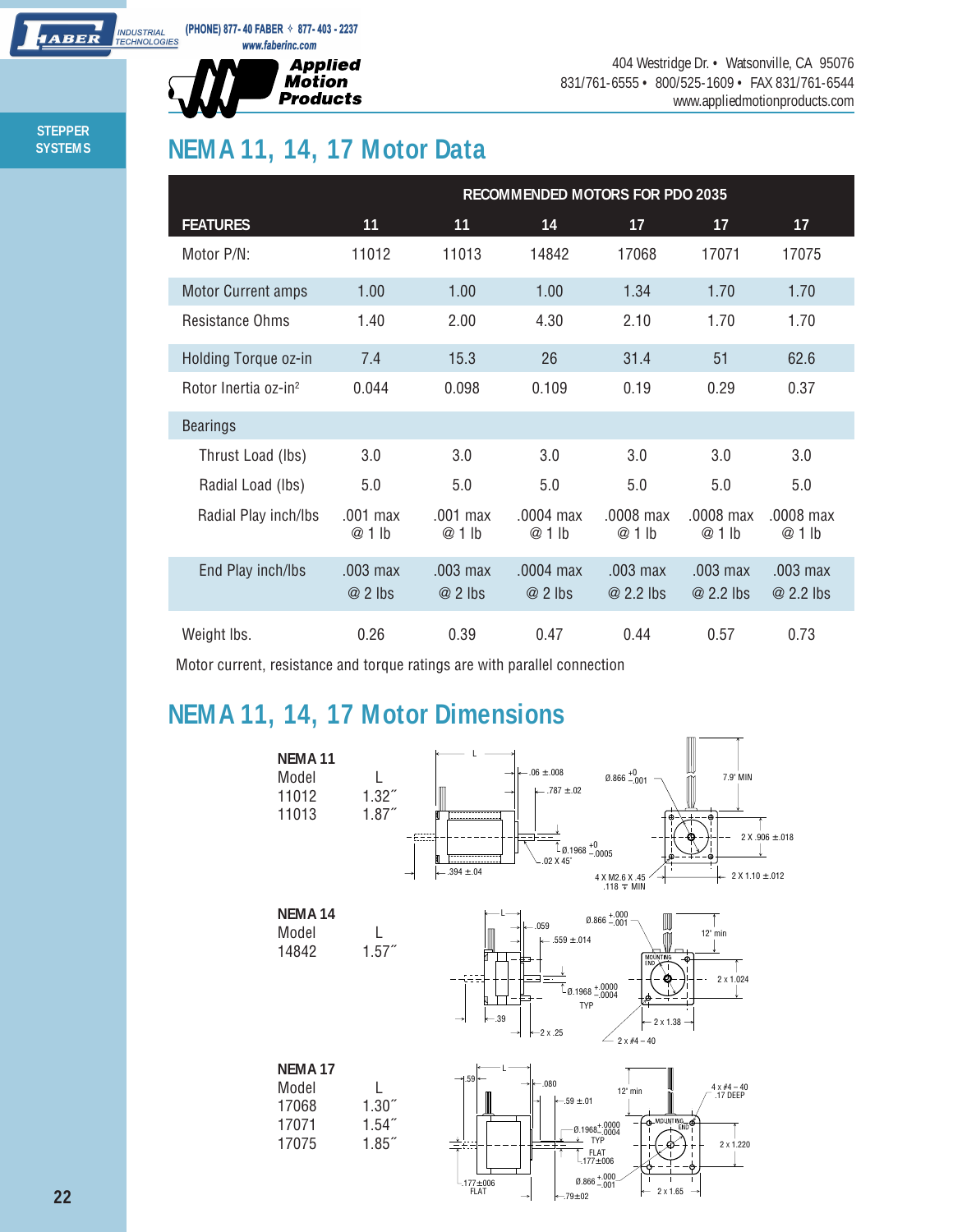(PHONE) 877- 40 FABER ✧ 877- 403 - 2237
www.faberinc.com

Applied Motion Products

404 Westridge Dr. • Watsonville, CA 95076
831/761-6555 • 800/525-1609 • FAX 831/761-6544
www.appliedmotionproducts.com

STEPPER SYSTEMS

# NEMA 11, 14, 17 Motor Data

| | RECOMMENDED MOTORS FOR PDO 2035 | | | | | |
|---|---|---|---|---|---|---|
| **FEATURES** | **11** | **11** | **14** | **17** | **17** | **17** |
| Motor P/N: | 11012 | 11013 | 14842 | 17068 | 17071 | 17075 |
| Motor Current amps | 1.00 | 1.00 | 1.00 | 1.34 | 1.70 | 1.70 |
| Resistance Ohms | 1.40 | 2.00 | 4.30 | 2.10 | 1.70 | 1.70 |
| Holding Torque oz-in | 7.4 | 15.3 | 26 | 31.4 | 51 | 62.6 |
| Rotor Inertia oz-in$^2$ | 0.044 | 0.098 | 0.109 | 0.19 | 0.29 | 0.37 |
| Bearings | | | | | | |
| Thrust Load (lbs) | 3.0 | 3.0 | 3.0 | 3.0 | 3.0 | 3.0 |
| Radial Load (lbs) | 5.0 | 5.0 | 5.0 | 5.0 | 5.0 | 5.0 |
| Radial Play inch/lbs | .001 max @ 1 lb | .001 max @ 1 lb | .0004 max @ 1 lb | .0008 max @ 1 lb | .0008 max @ 1 lb | .0008 max @ 1 lb |
| End Play inch/lbs | .003 max @ 2 lbs | .003 max @ 2 lbs | .0004 max @ 2 lbs | .003 max @ 2.2 lbs | .003 max @ 2.2 lbs | .003 max @ 2.2 lbs |
| Weight lbs. | 0.26 | 0.39 | 0.47 | 0.44 | 0.57 | 0.73 |

Motor current, resistance and torque ratings are with parallel connection

# NEMA 11, 14, 17 Motor Dimensions

**NEMA 11**

| Model | L |
|---|---|
| 11012 | 1.32″ |
| 11013 | 1.87″ |

**NEMA 14**

| Model | L |
|---|---|
| 14842 | 1.57″ |

**NEMA 17**

| Model | L |
|---|---|
| 17068 | 1.30″ |
| 17071 | 1.54″ |
| 17075 | 1.85″ |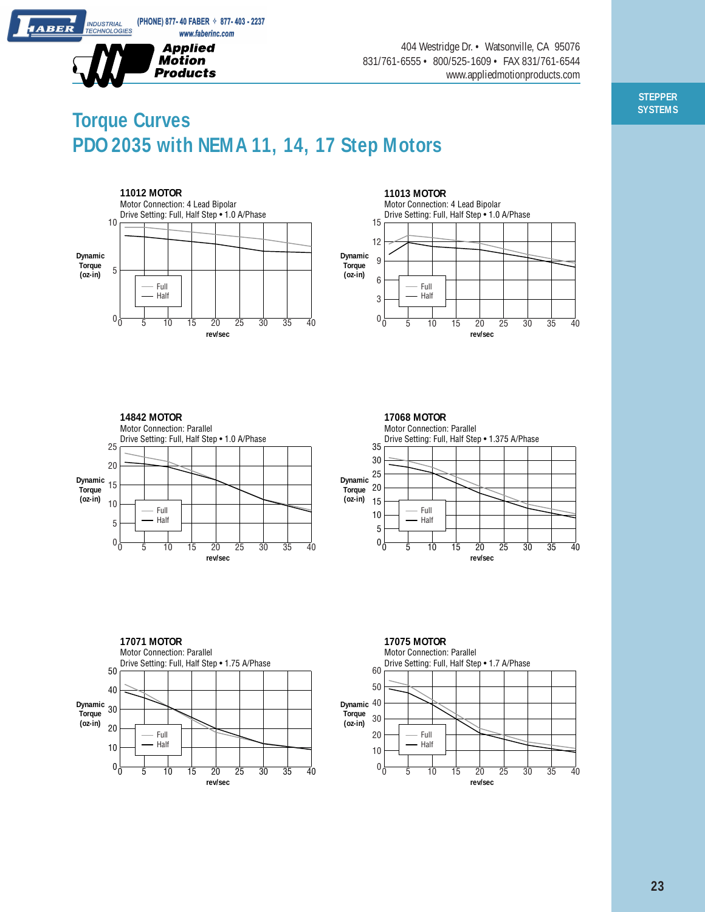INDUSTRIAL TECHNOLOGIES (PHONE) 877-40 FABER ✧ 877-403-2237 www.faberinc.com

Applied Motion Products

404 Westridge Dr. • Watsonville, CA 95076
831/761-6555 • 800/525-1609 • FAX 831/761-6544
www.appliedmotionproducts.com

STEPPER SYSTEMS

# Torque Curves
# PDO 2035 with NEMA 11, 14, 17 Step Motors

### 11012 MOTOR
Motor Connection: 4 Lead Bipolar
Drive Setting: Full, Half Step • 1.0 A/Phase

### 11013 MOTOR
Motor Connection: 4 Lead Bipolar
Drive Setting: Full, Half Step • 1.0 A/Phase

### 14842 MOTOR
Motor Connection: Parallel
Drive Setting: Full, Half Step • 1.0 A/Phase

### 17068 MOTOR
Motor Connection: Parallel
Drive Setting: Full, Half Step • 1.375 A/Phase

### 17071 MOTOR
Motor Connection: Parallel
Drive Setting: Full, Half Step • 1.75 A/Phase

### 17075 MOTOR
Motor Connection: Parallel
Drive Setting: Full, Half Step • 1.7 A/Phase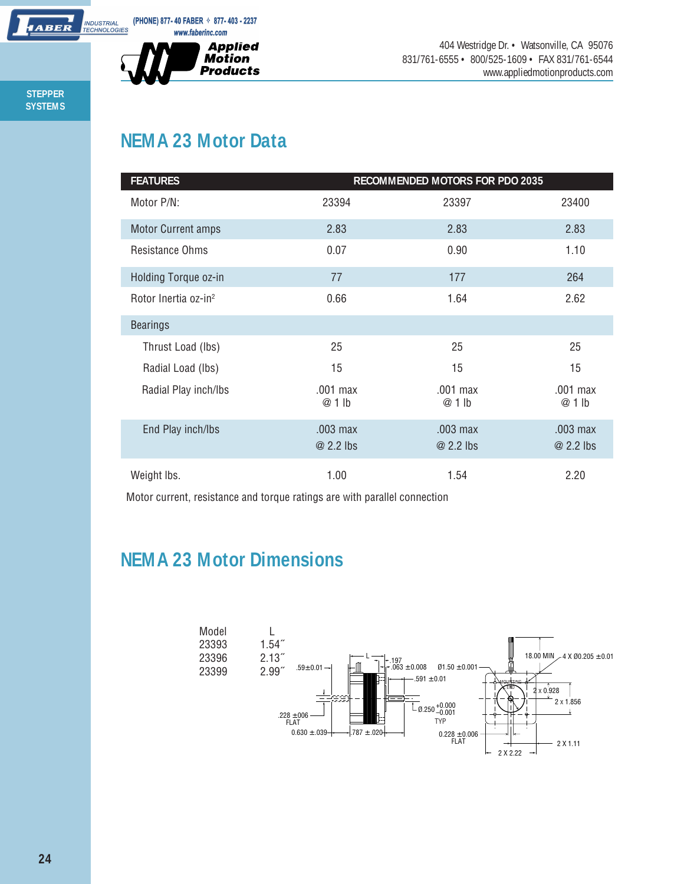# NEMA 23 Motor Data

| FEATURES | RECOMMENDED MOTORS FOR PDO 2035 | | |
|---|---|---|---|
| Motor P/N: | 23394 | 23397 | 23400 |
| Motor Current amps | 2.83 | 2.83 | 2.83 |
| Resistance Ohms | 0.07 | 0.90 | 1.10 |
| Holding Torque oz-in | 77 | 177 | 264 |
| Rotor Inertia oz-in$^2$ | 0.66 | 1.64 | 2.62 |
| Bearings | | | |
| Thrust Load (lbs) | 25 | 25 | 25 |
| Radial Load (lbs) | 15 | 15 | 15 |
| Radial Play inch/lbs | .001 max @ 1 lb | .001 max @ 1 lb | .001 max @ 1 lb |
| End Play inch/lbs | .003 max @ 2.2 lbs | .003 max @ 2.2 lbs | .003 max @ 2.2 lbs |
| Weight lbs. | 1.00 | 1.54 | 2.20 |

Motor current, resistance and torque ratings are with parallel connection

# NEMA 23 Motor Dimensions

| Model | L |
|---|---|
| 23393 | 1.54″ |
| 23396 | 2.13″ |
| 23399 | 2.99″ |

.59±0.01 · L · .197 · .063 ±0.008 · Ø1.50 ±0.001 · .591 ±0.01 · Ø.250 +0.000 −0.001 TYP · .228 ±006 FLAT · 0.630 ±.039 · .787 ±.020 · 0.228 ±0.006 FLAT · 18.00 MIN · 4 X Ø0.205 ±0.01 · MOUNTING END · 2 x 0.928 · 2 x 1.856 · 2 X 1.11 · 2 X 2.22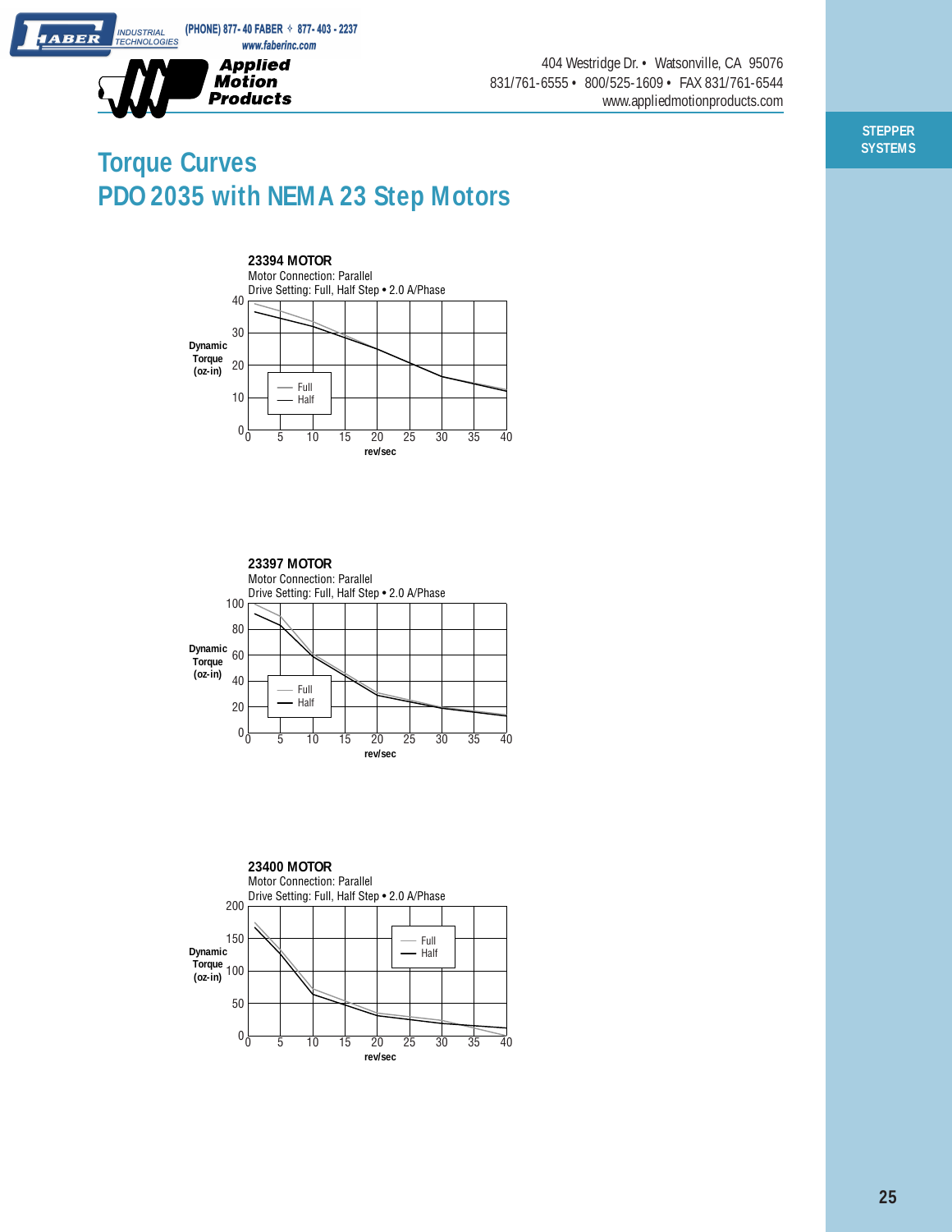# Torque Curves

## PDO 2035 with NEMA 23 Step Motors

**23394 MOTOR**
Motor Connection: Parallel
Drive Setting: Full, Half Step • 2.0 A/Phase

**23397 MOTOR**
Motor Connection: Parallel
Drive Setting: Full, Half Step • 2.0 A/Phase

**23400 MOTOR**
Motor Connection: Parallel
Drive Setting: Full, Half Step • 2.0 A/Phase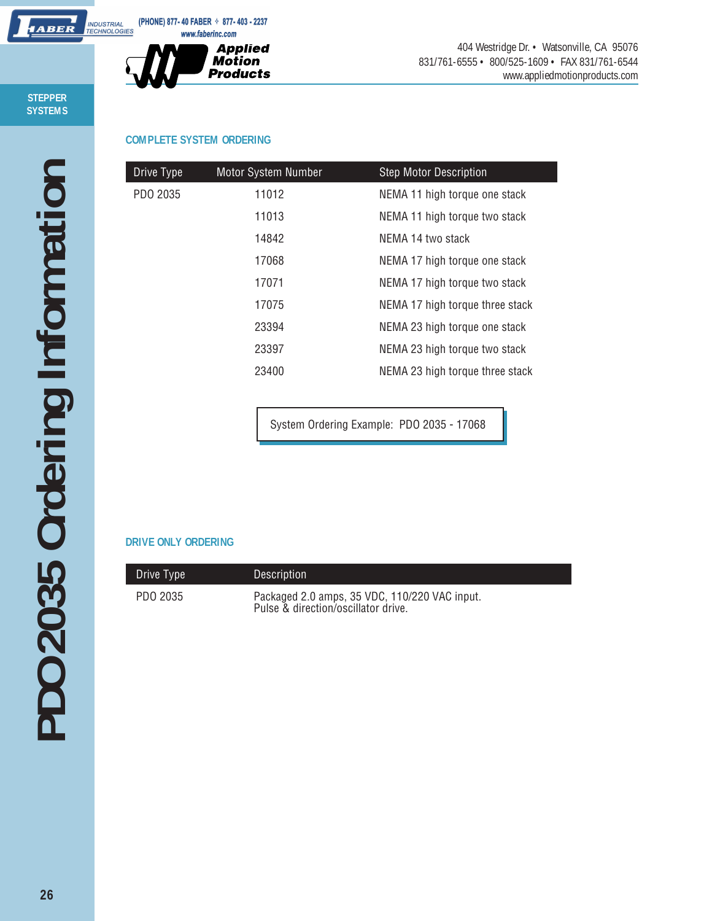# PDO2035 Ordering Information

## COMPLETE SYSTEM ORDERING

| Drive Type | Motor System Number | Step Motor Description |
|---|---|---|
| PDO 2035 | 11012 | NEMA 11 high torque one stack |
| | 11013 | NEMA 11 high torque two stack |
| | 14842 | NEMA 14 two stack |
| | 17068 | NEMA 17 high torque one stack |
| | 17071 | NEMA 17 high torque two stack |
| | 17075 | NEMA 17 high torque three stack |
| | 23394 | NEMA 23 high torque one stack |
| | 23397 | NEMA 23 high torque two stack |
| | 23400 | NEMA 23 high torque three stack |

System Ordering Example: PDO 2035 - 17068

## DRIVE ONLY ORDERING

| Drive Type | Description |
|---|---|
| PDO 2035 | Packaged 2.0 amps, 35 VDC, 110/220 VAC input. Pulse & direction/oscillator drive. |